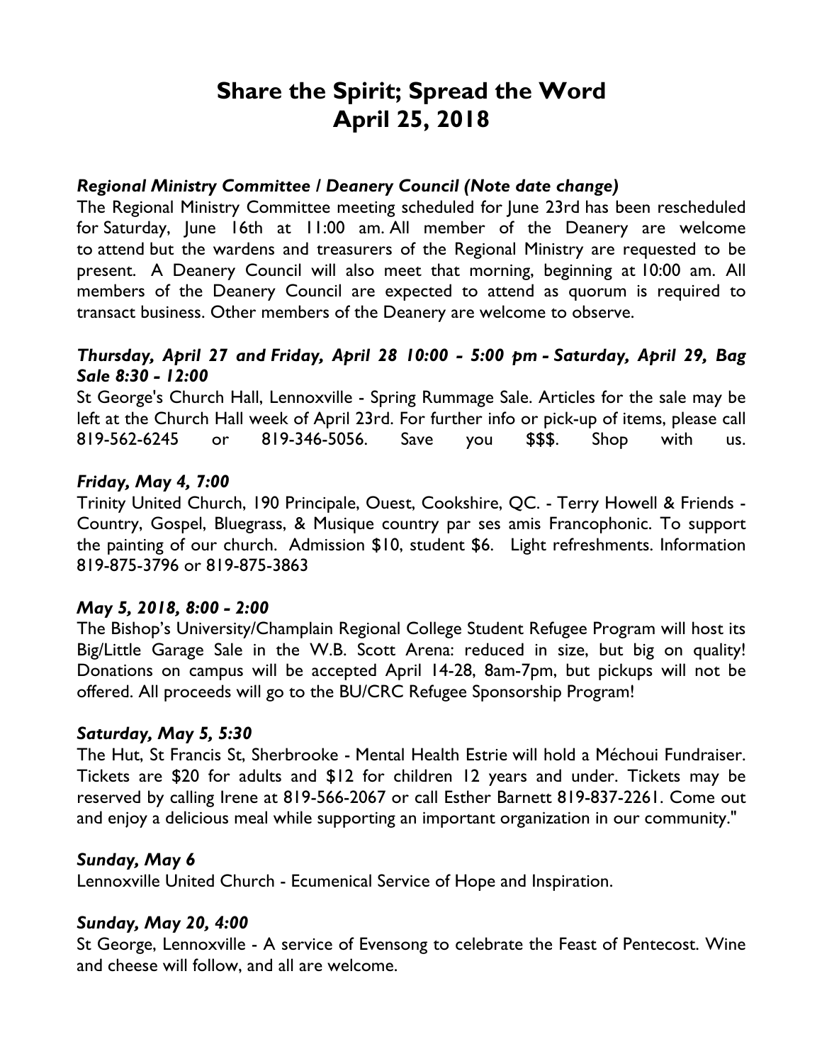# Share the Spirit; Spread the Word
# April 25, 2018

### *Regional Ministry Committee / Deanery Council (Note date change)*

The Regional Ministry Committee meeting scheduled for June 23rd has been rescheduled for Saturday, June 16th at 11:00 am. All member of the Deanery are welcome to attend but the wardens and treasurers of the Regional Ministry are requested to be present. A Deanery Council will also meet that morning, beginning at 10:00 am. All members of the Deanery Council are expected to attend as quorum is required to transact business. Other members of the Deanery are welcome to observe.

### *Thursday, April 27 and Friday, April 28 10:00 - 5:00 pm - Saturday, April 29, Bag Sale 8:30 - 12:00*

St George's Church Hall, Lennoxville - Spring Rummage Sale. Articles for the sale may be left at the Church Hall week of April 23rd. For further info or pick-up of items, please call 819-562-6245 or 819-346-5056. Save you $$$. Shop with us.

### *Friday, May 4, 7:00*

Trinity United Church, 190 Principale, Ouest, Cookshire, QC. - Terry Howell & Friends - Country, Gospel, Bluegrass, & Musique country par ses amis Francophonic. To support the painting of our church. Admission $10, student $6. Light refreshments. Information 819-875-3796 or 819-875-3863

### *May 5, 2018, 8:00 - 2:00*

The Bishop's University/Champlain Regional College Student Refugee Program will host its Big/Little Garage Sale in the W.B. Scott Arena: reduced in size, but big on quality! Donations on campus will be accepted April 14-28, 8am-7pm, but pickups will not be offered. All proceeds will go to the BU/CRC Refugee Sponsorship Program!

### *Saturday, May 5, 5:30*

The Hut, St Francis St, Sherbrooke - Mental Health Estrie will hold a Méchoui Fundraiser. Tickets are $20 for adults and $12 for children 12 years and under. Tickets may be reserved by calling Irene at 819-566-2067 or call Esther Barnett 819-837-2261. Come out and enjoy a delicious meal while supporting an important organization in our community."

### *Sunday, May 6*

Lennoxville United Church - Ecumenical Service of Hope and Inspiration.

### *Sunday, May 20, 4:00*

St George, Lennoxville - A service of Evensong to celebrate the Feast of Pentecost. Wine and cheese will follow, and all are welcome.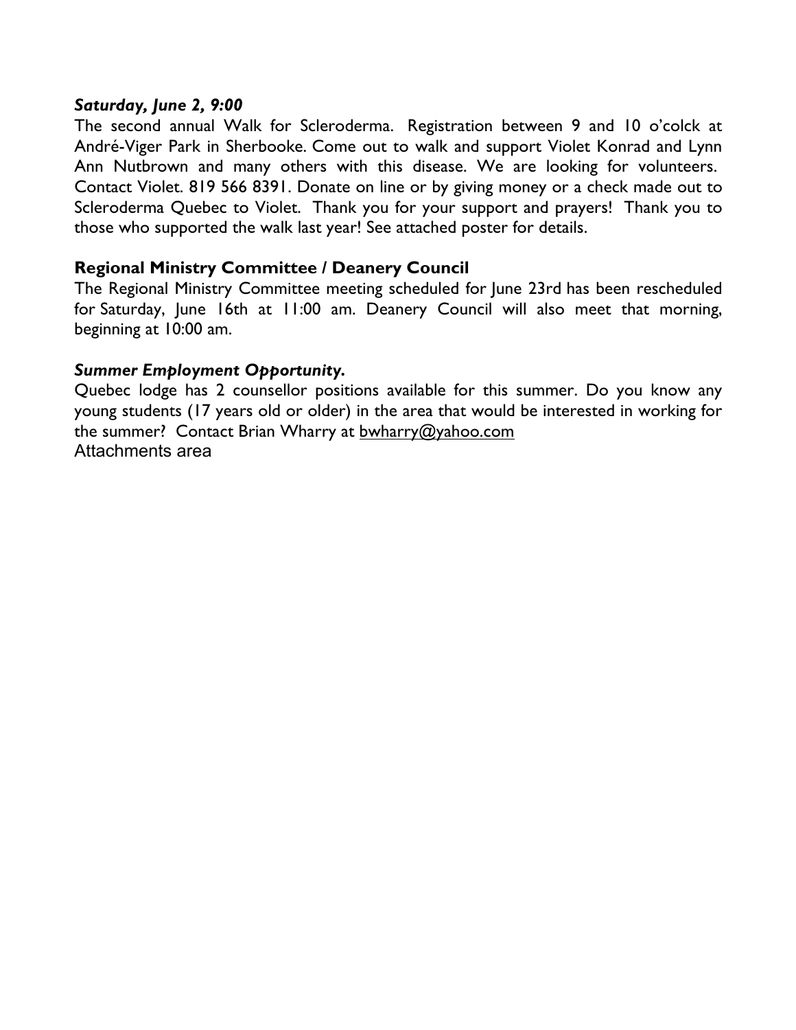***Saturday, June 2, 9:00***

The second annual Walk for Scleroderma. Registration between 9 and 10 o'colck at André-Viger Park in Sherbooke. Come out to walk and support Violet Konrad and Lynn Ann Nutbrown and many others with this disease. We are looking for volunteers. Contact Violet. 819 566 8391. Donate on line or by giving money or a check made out to Scleroderma Quebec to Violet. Thank you for your support and prayers! Thank you to those who supported the walk last year! See attached poster for details.

**Regional Ministry Committee / Deanery Council**

The Regional Ministry Committee meeting scheduled for June 23rd has been rescheduled for Saturday, June 16th at 11:00 am. Deanery Council will also meet that morning, beginning at 10:00 am.

***Summer Employment Opportunity.***

Quebec lodge has 2 counsellor positions available for this summer. Do you know any young students (17 years old or older) in the area that would be interested in working for the summer? Contact Brian Wharry at bwharry@yahoo.com

Attachments area